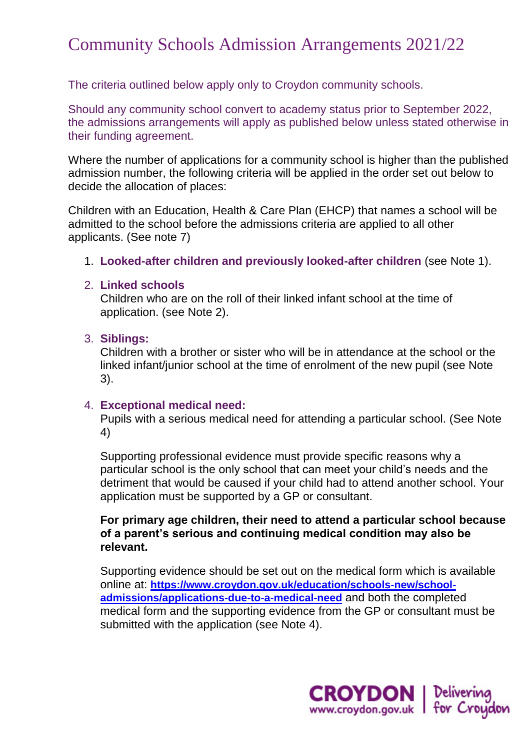# Community Schools Admission Arrangements 2021/22

The criteria outlined below apply only to Croydon community schools.

Should any community school convert to academy status prior to September 2022, the admissions arrangements will apply as published below unless stated otherwise in their funding agreement.

Where the number of applications for a community school is higher than the published admission number, the following criteria will be applied in the order set out below to decide the allocation of places:

Children with an Education, Health & Care Plan (EHCP) that names a school will be admitted to the school before the admissions criteria are applied to all other applicants. (See note 7)

1. **Looked-after children and previously looked-after children** (see Note 1).

2. **Linked schools**
   Children who are on the roll of their linked infant school at the time of application. (see Note 2).

3. **Siblings:**
   Children with a brother or sister who will be in attendance at the school or the linked infant/junior school at the time of enrolment of the new pupil (see Note 3).

4. **Exceptional medical need:**
   Pupils with a serious medical need for attending a particular school. (See Note 4)

   Supporting professional evidence must provide specific reasons why a particular school is the only school that can meet your child's needs and the detriment that would be caused if your child had to attend another school. Your application must be supported by a GP or consultant.

   **For primary age children, their need to attend a particular school because of a parent's serious and continuing medical condition may also be relevant.**

   Supporting evidence should be set out on the medical form which is available online at: **https://www.croydon.gov.uk/education/schools-new/school-admissions/applications-due-to-a-medical-need** and both the completed medical form and the supporting evidence from the GP or consultant must be submitted with the application (see Note 4).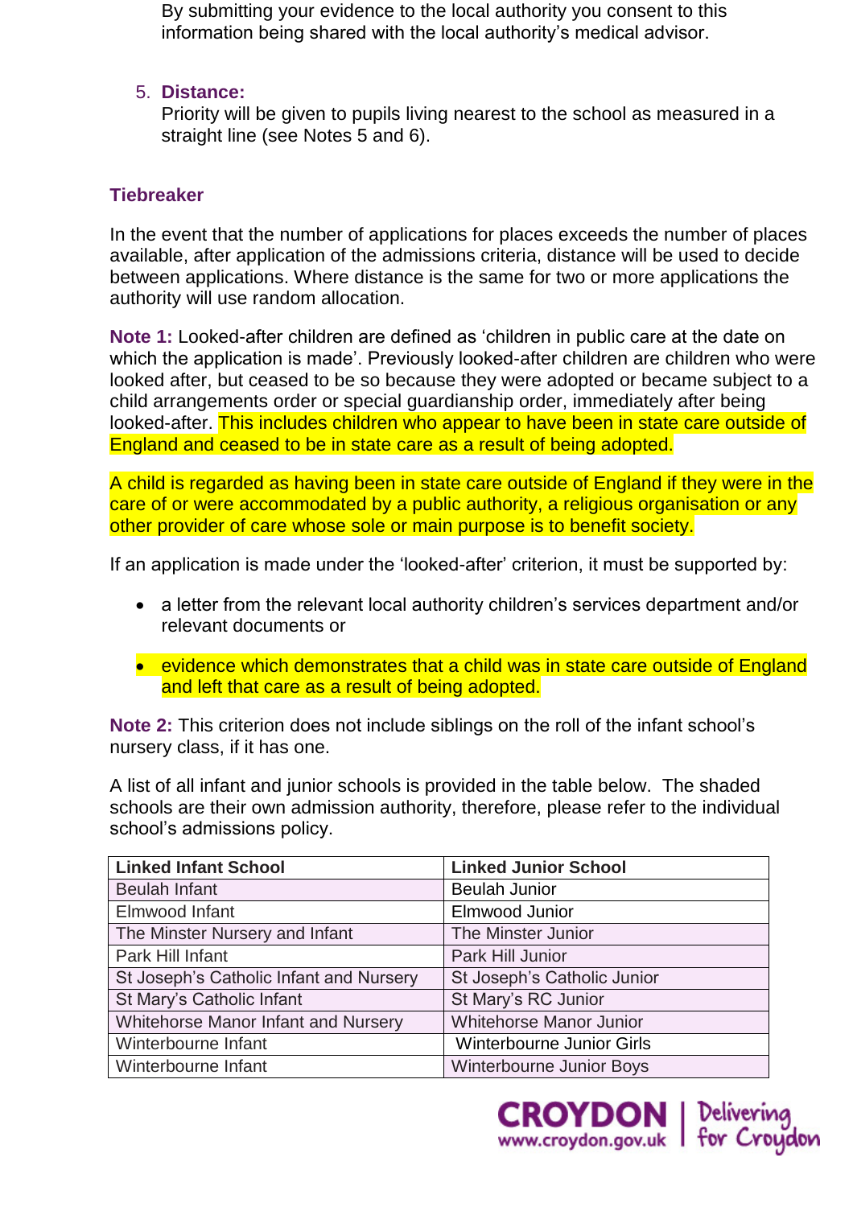By submitting your evidence to the local authority you consent to this information being shared with the local authority's medical advisor.

5. **Distance:**
   Priority will be given to pupils living nearest to the school as measured in a straight line (see Notes 5 and 6).

### Tiebreaker

In the event that the number of applications for places exceeds the number of places available, after application of the admissions criteria, distance will be used to decide between applications. Where distance is the same for two or more applications the authority will use random allocation.

**Note 1:** Looked-after children are defined as 'children in public care at the date on which the application is made'. Previously looked-after children are children who were looked after, but ceased to be so because they were adopted or became subject to a child arrangements order or special guardianship order, immediately after being looked-after. This includes children who appear to have been in state care outside of England and ceased to be in state care as a result of being adopted.

A child is regarded as having been in state care outside of England if they were in the care of or were accommodated by a public authority, a religious organisation or any other provider of care whose sole or main purpose is to benefit society.

If an application is made under the 'looked-after' criterion, it must be supported by:

- a letter from the relevant local authority children's services department and/or relevant documents or
- evidence which demonstrates that a child was in state care outside of England and left that care as a result of being adopted.

**Note 2:** This criterion does not include siblings on the roll of the infant school's nursery class, if it has one.

A list of all infant and junior schools is provided in the table below. The shaded schools are their own admission authority, therefore, please refer to the individual school's admissions policy.

| Linked Infant School | Linked Junior School |
|---|---|
| Beulah Infant | Beulah Junior |
| Elmwood Infant | Elmwood Junior |
| The Minster Nursery and Infant | The Minster Junior |
| Park Hill Infant | Park Hill Junior |
| St Joseph's Catholic Infant and Nursery | St Joseph's Catholic Junior |
| St Mary's Catholic Infant | St Mary's RC Junior |
| Whitehorse Manor Infant and Nursery | Whitehorse Manor Junior |
| Winterbourne Infant | Winterbourne Junior Girls |
| Winterbourne Infant | Winterbourne Junior Boys |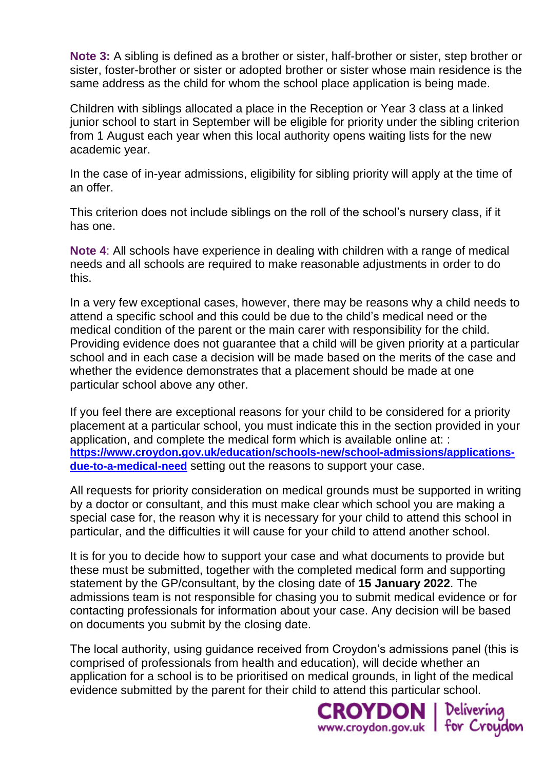**Note 3:** A sibling is defined as a brother or sister, half-brother or sister, step brother or sister, foster-brother or sister or adopted brother or sister whose main residence is the same address as the child for whom the school place application is being made.

Children with siblings allocated a place in the Reception or Year 3 class at a linked junior school to start in September will be eligible for priority under the sibling criterion from 1 August each year when this local authority opens waiting lists for the new academic year.

In the case of in-year admissions, eligibility for sibling priority will apply at the time of an offer.

This criterion does not include siblings on the roll of the school's nursery class, if it has one.

**Note 4**: All schools have experience in dealing with children with a range of medical needs and all schools are required to make reasonable adjustments in order to do this.

In a very few exceptional cases, however, there may be reasons why a child needs to attend a specific school and this could be due to the child's medical need or the medical condition of the parent or the main carer with responsibility for the child. Providing evidence does not guarantee that a child will be given priority at a particular school and in each case a decision will be made based on the merits of the case and whether the evidence demonstrates that a placement should be made at one particular school above any other.

If you feel there are exceptional reasons for your child to be considered for a priority placement at a particular school, you must indicate this in the section provided in your application, and complete the medical form which is available online at: : [https://www.croydon.gov.uk/education/schools-new/school-admissions/applications-due-to-a-medical-need](https://www.croydon.gov.uk/education/schools-new/school-admissions/applications-due-to-a-medical-need) setting out the reasons to support your case.

All requests for priority consideration on medical grounds must be supported in writing by a doctor or consultant, and this must make clear which school you are making a special case for, the reason why it is necessary for your child to attend this school in particular, and the difficulties it will cause for your child to attend another school.

It is for you to decide how to support your case and what documents to provide but these must be submitted, together with the completed medical form and supporting statement by the GP/consultant, by the closing date of **15 January 2022**. The admissions team is not responsible for chasing you to submit medical evidence or for contacting professionals for information about your case. Any decision will be based on documents you submit by the closing date.

The local authority, using guidance received from Croydon's admissions panel (this is comprised of professionals from health and education), will decide whether an application for a school is to be prioritised on medical grounds, in light of the medical evidence submitted by the parent for their child to attend this particular school.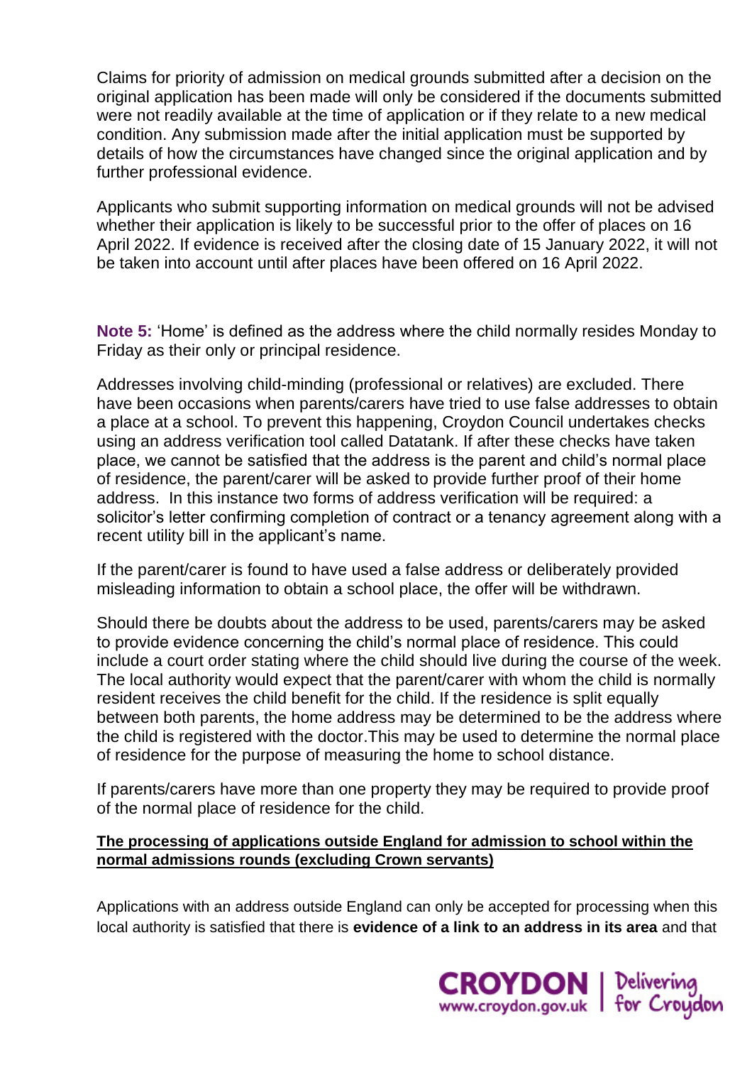Claims for priority of admission on medical grounds submitted after a decision on the original application has been made will only be considered if the documents submitted were not readily available at the time of application or if they relate to a new medical condition. Any submission made after the initial application must be supported by details of how the circumstances have changed since the original application and by further professional evidence.

Applicants who submit supporting information on medical grounds will not be advised whether their application is likely to be successful prior to the offer of places on 16 April 2022. If evidence is received after the closing date of 15 January 2022, it will not be taken into account until after places have been offered on 16 April 2022.

**Note 5:** 'Home' is defined as the address where the child normally resides Monday to Friday as their only or principal residence.

Addresses involving child-minding (professional or relatives) are excluded. There have been occasions when parents/carers have tried to use false addresses to obtain a place at a school. To prevent this happening, Croydon Council undertakes checks using an address verification tool called Datatank. If after these checks have taken place, we cannot be satisfied that the address is the parent and child's normal place of residence, the parent/carer will be asked to provide further proof of their home address. In this instance two forms of address verification will be required: a solicitor's letter confirming completion of contract or a tenancy agreement along with a recent utility bill in the applicant's name.

If the parent/carer is found to have used a false address or deliberately provided misleading information to obtain a school place, the offer will be withdrawn.

Should there be doubts about the address to be used, parents/carers may be asked to provide evidence concerning the child's normal place of residence. This could include a court order stating where the child should live during the course of the week. The local authority would expect that the parent/carer with whom the child is normally resident receives the child benefit for the child. If the residence is split equally between both parents, the home address may be determined to be the address where the child is registered with the doctor.This may be used to determine the normal place of residence for the purpose of measuring the home to school distance.

If parents/carers have more than one property they may be required to provide proof of the normal place of residence for the child.

**The processing of applications outside England for admission to school within the normal admissions rounds (excluding Crown servants)**

Applications with an address outside England can only be accepted for processing when this local authority is satisfied that there is **evidence of a link to an address in its area** and that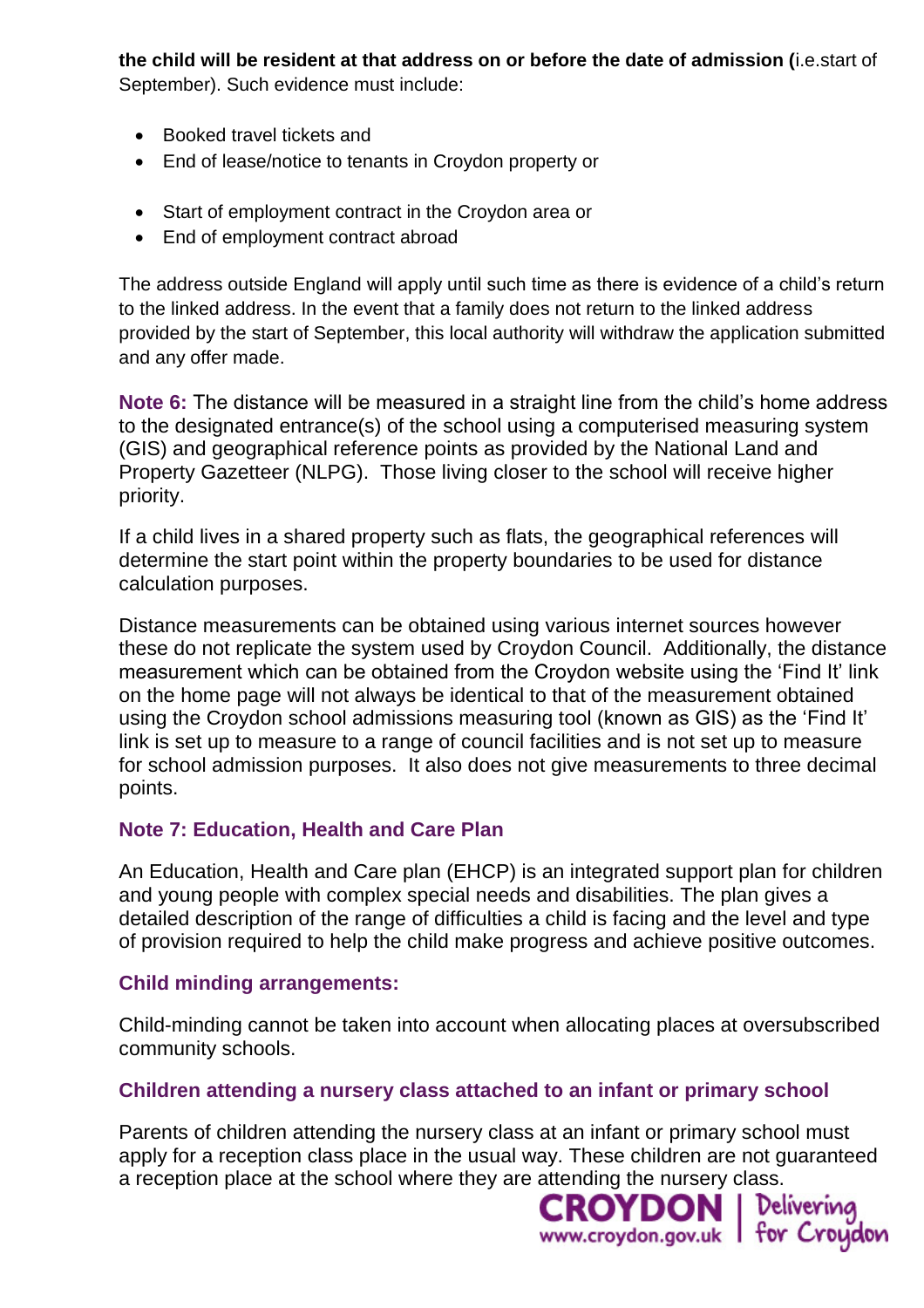**the child will be resident at that address on or before the date of admission (**i.e.start of September). Such evidence must include:

- Booked travel tickets and
- End of lease/notice to tenants in Croydon property or
- Start of employment contract in the Croydon area or
- End of employment contract abroad

The address outside England will apply until such time as there is evidence of a child's return to the linked address. In the event that a family does not return to the linked address provided by the start of September, this local authority will withdraw the application submitted and any offer made.

**Note 6:** The distance will be measured in a straight line from the child's home address to the designated entrance(s) of the school using a computerised measuring system (GIS) and geographical reference points as provided by the National Land and Property Gazetteer (NLPG). Those living closer to the school will receive higher priority.

If a child lives in a shared property such as flats, the geographical references will determine the start point within the property boundaries to be used for distance calculation purposes.

Distance measurements can be obtained using various internet sources however these do not replicate the system used by Croydon Council. Additionally, the distance measurement which can be obtained from the Croydon website using the 'Find It' link on the home page will not always be identical to that of the measurement obtained using the Croydon school admissions measuring tool (known as GIS) as the 'Find It' link is set up to measure to a range of council facilities and is not set up to measure for school admission purposes. It also does not give measurements to three decimal points.

### Note 7: Education, Health and Care Plan

An Education, Health and Care plan (EHCP) is an integrated support plan for children and young people with complex special needs and disabilities. The plan gives a detailed description of the range of difficulties a child is facing and the level and type of provision required to help the child make progress and achieve positive outcomes.

### Child minding arrangements:

Child-minding cannot be taken into account when allocating places at oversubscribed community schools.

### Children attending a nursery class attached to an infant or primary school

Parents of children attending the nursery class at an infant or primary school must apply for a reception class place in the usual way. These children are not guaranteed a reception place at the school where they are attending the nursery class.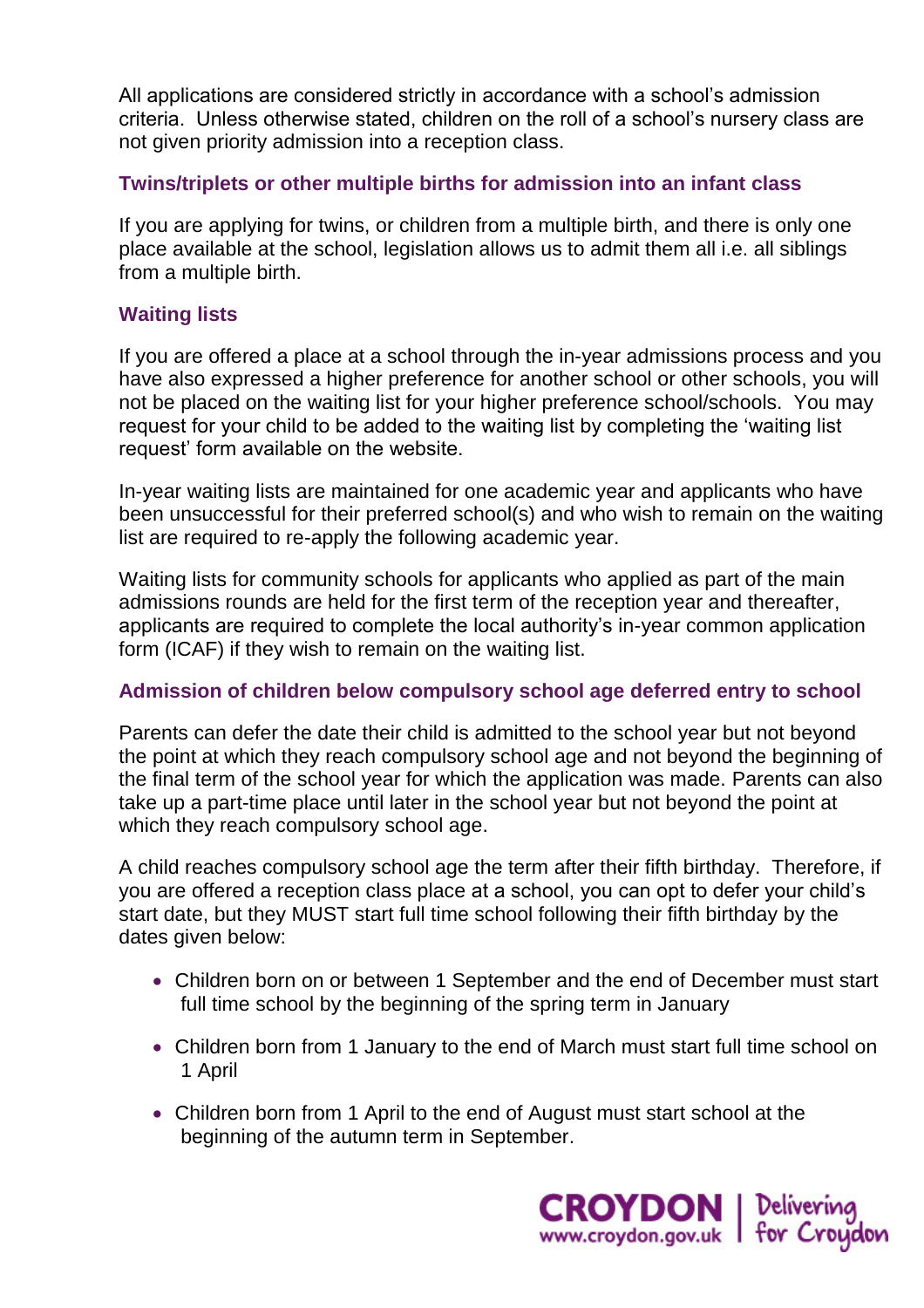All applications are considered strictly in accordance with a school's admission criteria. Unless otherwise stated, children on the roll of a school's nursery class are not given priority admission into a reception class.

### Twins/triplets or other multiple births for admission into an infant class

If you are applying for twins, or children from a multiple birth, and there is only one place available at the school, legislation allows us to admit them all i.e. all siblings from a multiple birth.

### Waiting lists

If you are offered a place at a school through the in-year admissions process and you have also expressed a higher preference for another school or other schools, you will not be placed on the waiting list for your higher preference school/schools. You may request for your child to be added to the waiting list by completing the 'waiting list request' form available on the website.

In-year waiting lists are maintained for one academic year and applicants who have been unsuccessful for their preferred school(s) and who wish to remain on the waiting list are required to re-apply the following academic year.

Waiting lists for community schools for applicants who applied as part of the main admissions rounds are held for the first term of the reception year and thereafter, applicants are required to complete the local authority's in-year common application form (ICAF) if they wish to remain on the waiting list.

### Admission of children below compulsory school age deferred entry to school

Parents can defer the date their child is admitted to the school year but not beyond the point at which they reach compulsory school age and not beyond the beginning of the final term of the school year for which the application was made. Parents can also take up a part-time place until later in the school year but not beyond the point at which they reach compulsory school age.

A child reaches compulsory school age the term after their fifth birthday. Therefore, if you are offered a reception class place at a school, you can opt to defer your child's start date, but they MUST start full time school following their fifth birthday by the dates given below:

- Children born on or between 1 September and the end of December must start full time school by the beginning of the spring term in January
- Children born from 1 January to the end of March must start full time school on 1 April
- Children born from 1 April to the end of August must start school at the beginning of the autumn term in September.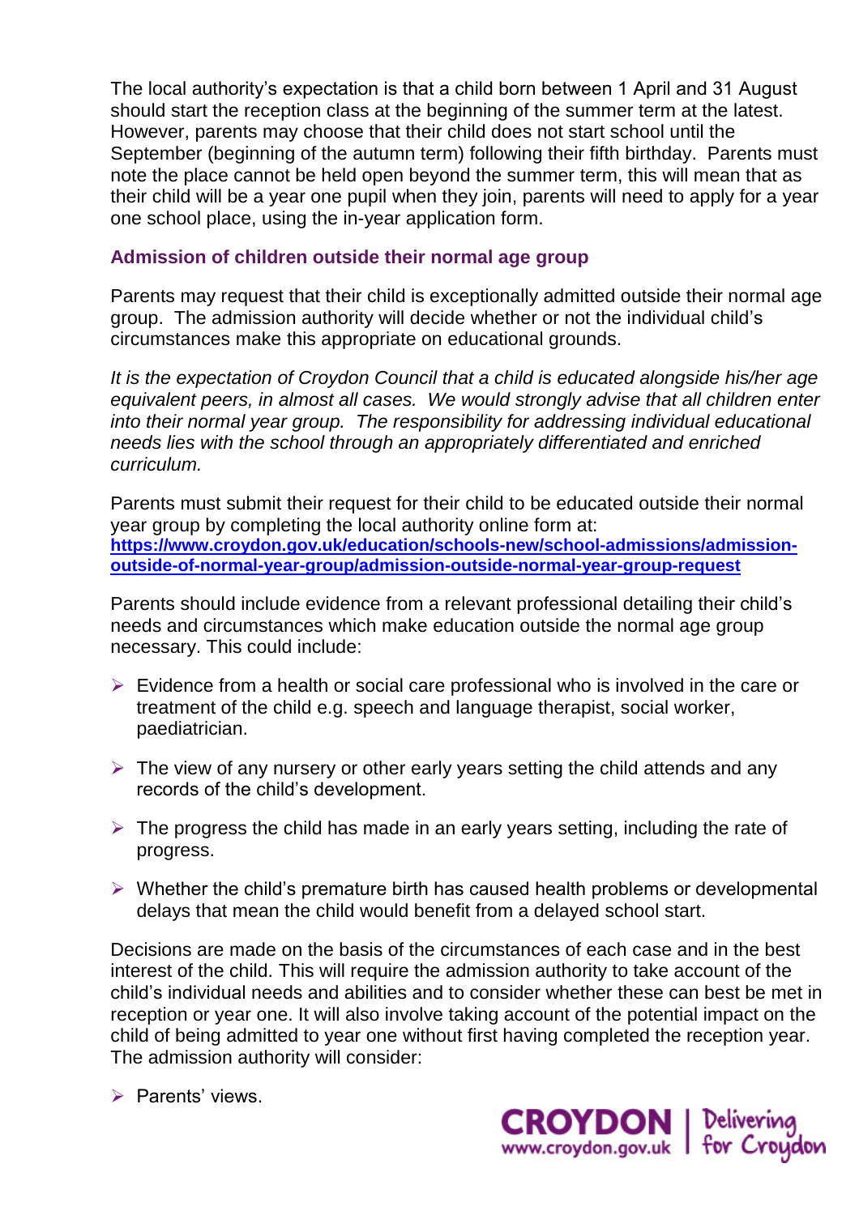The local authority's expectation is that a child born between 1 April and 31 August should start the reception class at the beginning of the summer term at the latest. However, parents may choose that their child does not start school until the September (beginning of the autumn term) following their fifth birthday. Parents must note the place cannot be held open beyond the summer term, this will mean that as their child will be a year one pupil when they join, parents will need to apply for a year one school place, using the in-year application form.

### Admission of children outside their normal age group

Parents may request that their child is exceptionally admitted outside their normal age group. The admission authority will decide whether or not the individual child's circumstances make this appropriate on educational grounds.

*It is the expectation of Croydon Council that a child is educated alongside his/her age equivalent peers, in almost all cases. We would strongly advise that all children enter into their normal year group. The responsibility for addressing individual educational needs lies with the school through an appropriately differentiated and enriched curriculum.*

Parents must submit their request for their child to be educated outside their normal year group by completing the local authority online form at: **https://www.croydon.gov.uk/education/schools-new/school-admissions/admission-outside-of-normal-year-group/admission-outside-normal-year-group-request**

Parents should include evidence from a relevant professional detailing their child's needs and circumstances which make education outside the normal age group necessary. This could include:

- Evidence from a health or social care professional who is involved in the care or treatment of the child e.g. speech and language therapist, social worker, paediatrician.
- The view of any nursery or other early years setting the child attends and any records of the child's development.
- The progress the child has made in an early years setting, including the rate of progress.
- Whether the child's premature birth has caused health problems or developmental delays that mean the child would benefit from a delayed school start.

Decisions are made on the basis of the circumstances of each case and in the best interest of the child. This will require the admission authority to take account of the child's individual needs and abilities and to consider whether these can best be met in reception or year one. It will also involve taking account of the potential impact on the child of being admitted to year one without first having completed the reception year. The admission authority will consider:

- Parents' views.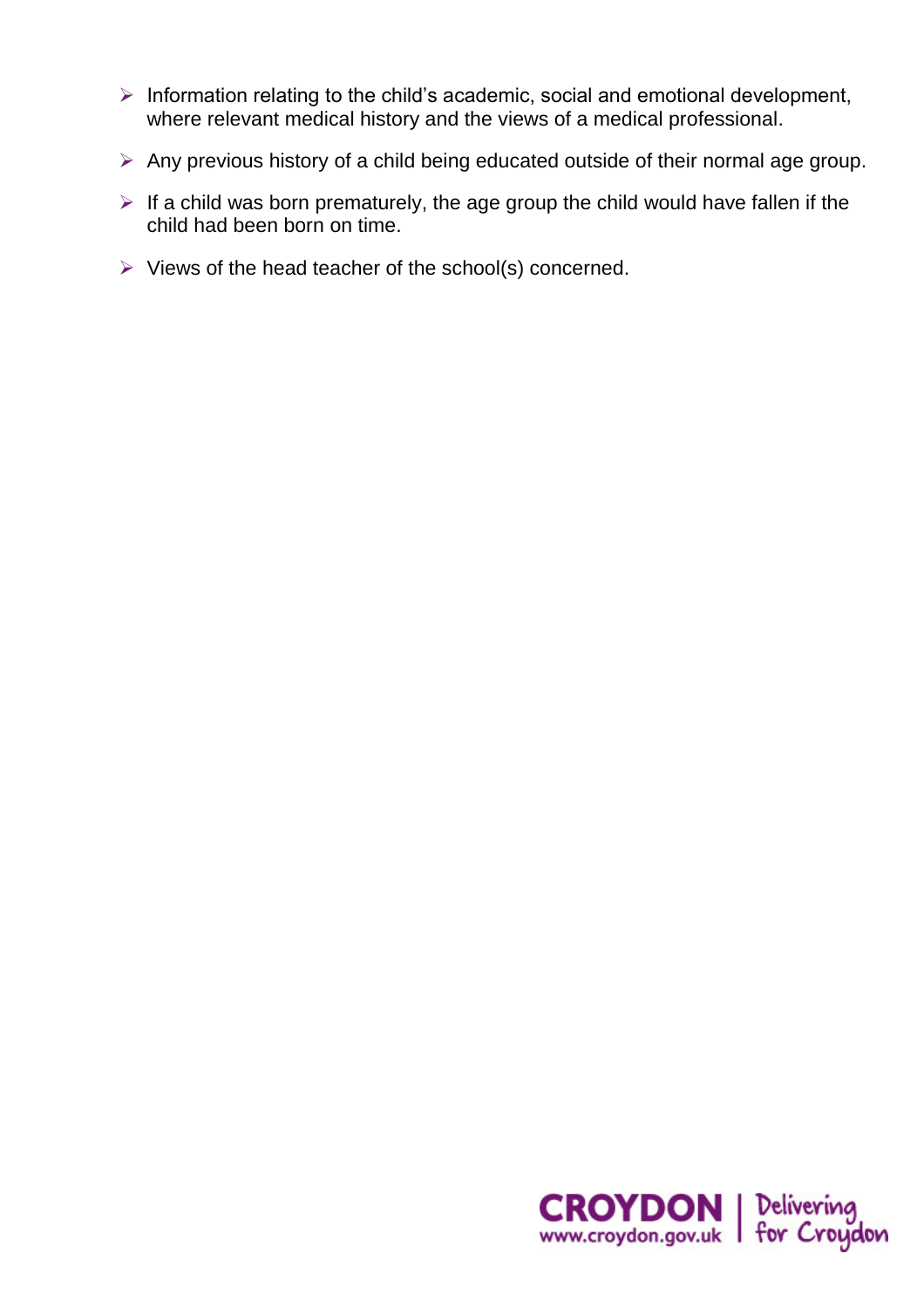- Information relating to the child's academic, social and emotional development, where relevant medical history and the views of a medical professional.
- Any previous history of a child being educated outside of their normal age group.
- If a child was born prematurely, the age group the child would have fallen if the child had been born on time.
- Views of the head teacher of the school(s) concerned.